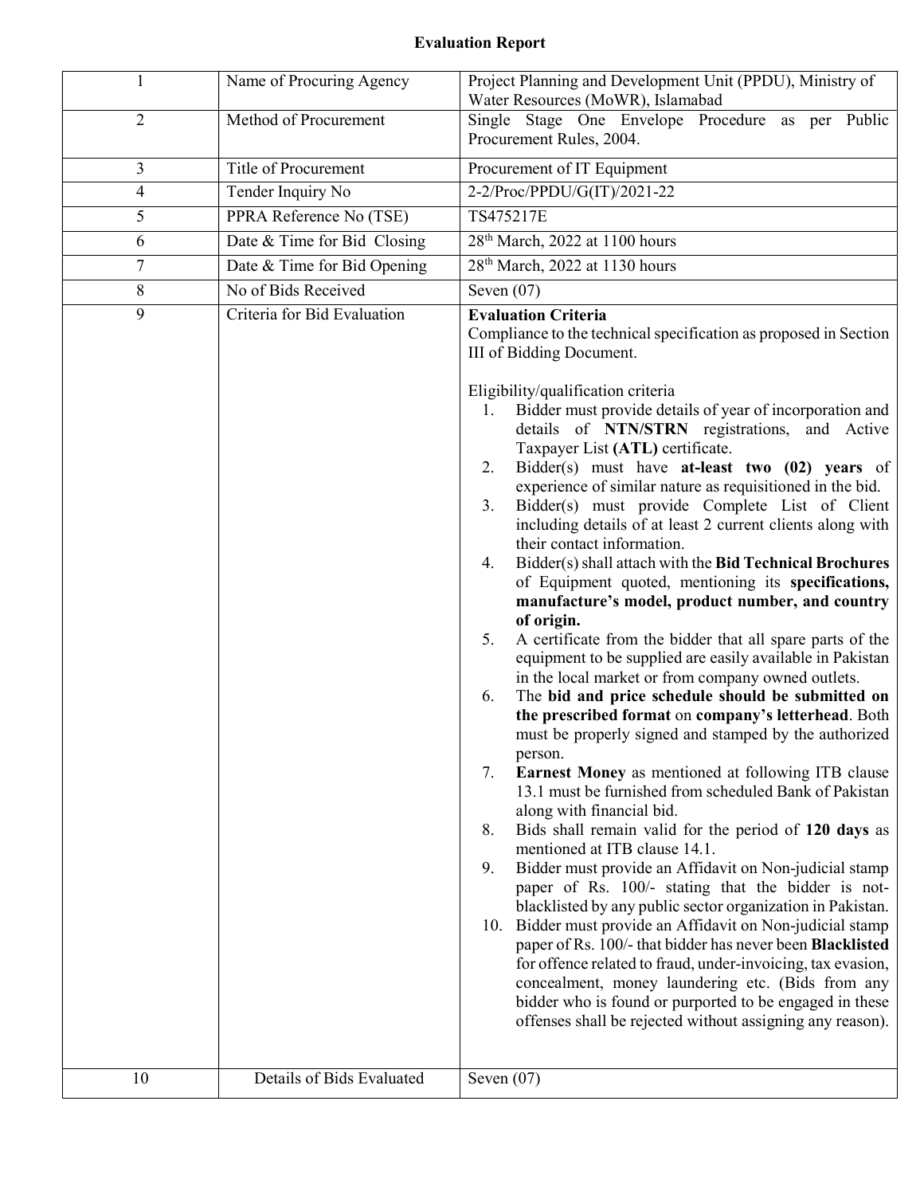# Evaluation Report

| | | |
|---|---|---|
| 1 | Name of Procuring Agency | Project Planning and Development Unit (PPDU), Ministry of Water Resources (MoWR), Islamabad |
| 2 | Method of Procurement | Single Stage One Envelope Procedure as per Public Procurement Rules, 2004. |
| 3 | Title of Procurement | Procurement of IT Equipment |
| 4 | Tender Inquiry No | 2-2/Proc/PPDU/G(IT)/2021-22 |
| 5 | PPRA Reference No (TSE) | TS475217E |
| 6 | Date & Time for Bid Closing | 28th March, 2022 at 1100 hours |
| 7 | Date & Time for Bid Opening | 28th March, 2022 at 1130 hours |
| 8 | No of Bids Received | Seven (07) |
| 9 | Criteria for Bid Evaluation | **Evaluation Criteria**<br>Compliance to the technical specification as proposed in Section III of Bidding Document.<br><br>Eligibility/qualification criteria<br>1. Bidder must provide details of year of incorporation and details of **NTN/STRN** registrations, and Active Taxpayer List **(ATL)** certificate.<br>2. Bidder(s) must have **at-least two (02) years** of experience of similar nature as requisitioned in the bid.<br>3. Bidder(s) must provide Complete List of Client including details of at least 2 current clients along with their contact information.<br>4. Bidder(s) shall attach with the **Bid Technical Brochures** of Equipment quoted, mentioning its **specifications, manufacture's model, product number, and country of origin.**<br>5. A certificate from the bidder that all spare parts of the equipment to be supplied are easily available in Pakistan in the local market or from company owned outlets.<br>6. The **bid and price schedule should be submitted on the prescribed format** on **company's letterhead**. Both must be properly signed and stamped by the authorized person.<br>7. **Earnest Money** as mentioned at following ITB clause 13.1 must be furnished from scheduled Bank of Pakistan along with financial bid.<br>8. Bids shall remain valid for the period of **120 days** as mentioned at ITB clause 14.1.<br>9. Bidder must provide an Affidavit on Non-judicial stamp paper of Rs. 100/- stating that the bidder is not-blacklisted by any public sector organization in Pakistan.<br>10. Bidder must provide an Affidavit on Non-judicial stamp paper of Rs. 100/- that bidder has never been **Blacklisted** for offence related to fraud, under-invoicing, tax evasion, concealment, money laundering etc. (Bids from any bidder who is found or purported to be engaged in these offenses shall be rejected without assigning any reason). |
| 10 | Details of Bids Evaluated | Seven (07) |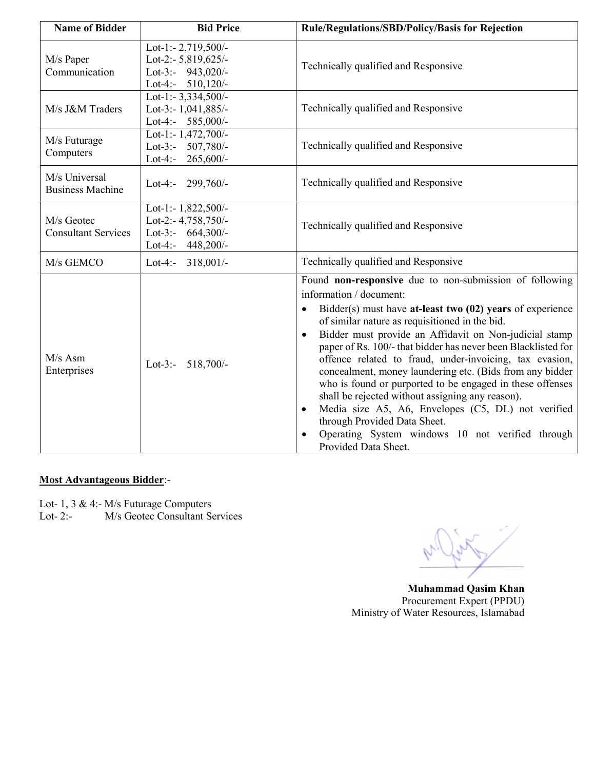| Name of Bidder | Bid Price | Rule/Regulations/SBD/Policy/Basis for Rejection |
|---|---|---|
| M/s Paper Communication | Lot-1:- 2,719,500/-<br>Lot-2:- 5,819,625/-<br>Lot-3:- 943,020/-<br>Lot-4:- 510,120/- | Technically qualified and Responsive |
| M/s J&M Traders | Lot-1:- 3,334,500/-<br>Lot-3:- 1,041,885/-<br>Lot-4:- 585,000/- | Technically qualified and Responsive |
| M/s Futurage Computers | Lot-1:- 1,472,700/-<br>Lot-3:- 507,780/-<br>Lot-4:- 265,600/- | Technically qualified and Responsive |
| M/s Universal Business Machine | Lot-4:- 299,760/- | Technically qualified and Responsive |
| M/s Geotec Consultant Services | Lot-1:- 1,822,500/-<br>Lot-2:- 4,758,750/-<br>Lot-3:- 664,300/-<br>Lot-4:- 448,200/- | Technically qualified and Responsive |
| M/s GEMCO | Lot-4:- 318,001/- | Technically qualified and Responsive |
| M/s Asm Enterprises | Lot-3:- 518,700/- | Found **non-responsive** due to non-submission of following information / document:<br>• Bidder(s) must have **at-least two (02) years** of experience of similar nature as requisitioned in the bid.<br>• Bidder must provide an Affidavit on Non-judicial stamp paper of Rs. 100/- that bidder has never been Blacklisted for offence related to fraud, under-invoicing, tax evasion, concealment, money laundering etc. (Bids from any bidder who is found or purported to be engaged in these offenses shall be rejected without assigning any reason).<br>• Media size A5, A6, Envelopes (C5, DL) not verified through Provided Data Sheet.<br>• Operating System windows 10 not verified through Provided Data Sheet. |

**<u>Most Advantageous Bidder</u>**:-

Lot- 1, 3 & 4:- M/s Futurage Computers
Lot- 2:- M/s Geotec Consultant Services

**Muhammad Qasim Khan**
Procurement Expert (PPDU)
Ministry of Water Resources, Islamabad